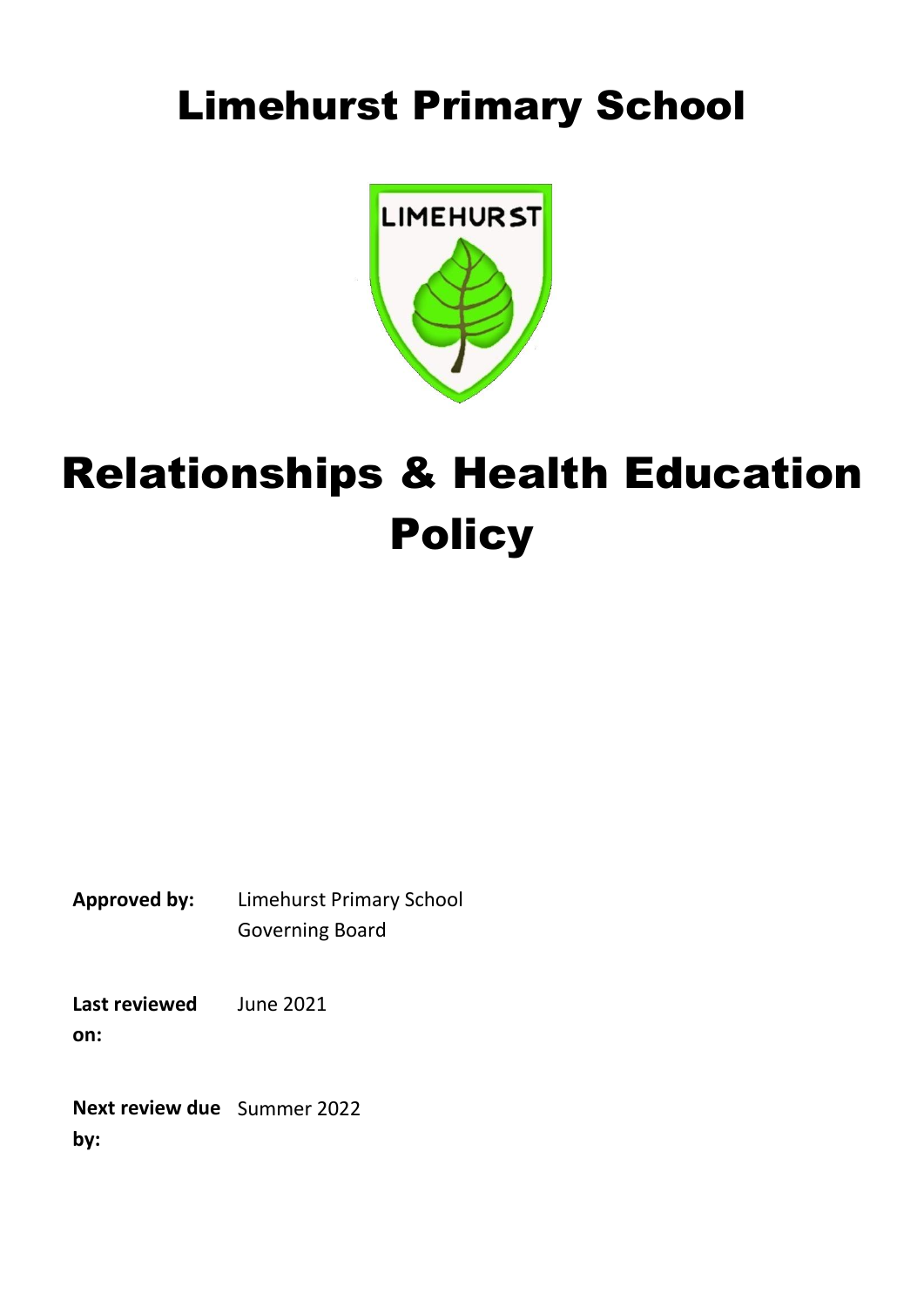# Limehurst Primary School

# Relationships & Health Education Policy

| | |
|---|---|
| **Approved by:** | Limehurst Primary School Governing Board |
| **Last reviewed on:** | June 2021 |
| **Next review due by:** | Summer 2022 |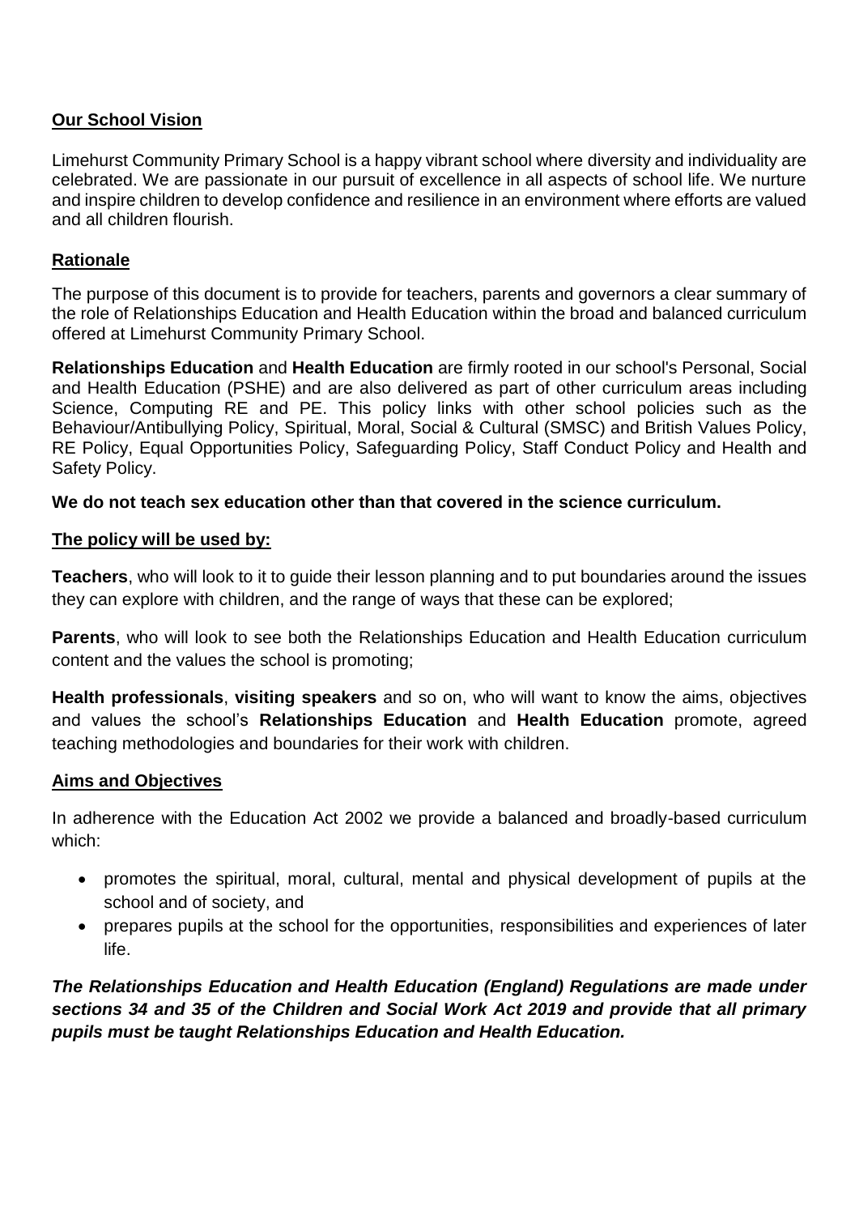## Our School Vision

Limehurst Community Primary School is a happy vibrant school where diversity and individuality are celebrated. We are passionate in our pursuit of excellence in all aspects of school life. We nurture and inspire children to develop confidence and resilience in an environment where efforts are valued and all children flourish.

## Rationale

The purpose of this document is to provide for teachers, parents and governors a clear summary of the role of Relationships Education and Health Education within the broad and balanced curriculum offered at Limehurst Community Primary School.

**Relationships Education** and **Health Education** are firmly rooted in our school's Personal, Social and Health Education (PSHE) and are also delivered as part of other curriculum areas including Science, Computing RE and PE. This policy links with other school policies such as the Behaviour/Antibullying Policy, Spiritual, Moral, Social & Cultural (SMSC) and British Values Policy, RE Policy, Equal Opportunities Policy, Safeguarding Policy, Staff Conduct Policy and Health and Safety Policy.

**We do not teach sex education other than that covered in the science curriculum.**

## The policy will be used by:

**Teachers**, who will look to it to guide their lesson planning and to put boundaries around the issues they can explore with children, and the range of ways that these can be explored;

**Parents**, who will look to see both the Relationships Education and Health Education curriculum content and the values the school is promoting;

**Health professionals**, **visiting speakers** and so on, who will want to know the aims, objectives and values the school's **Relationships Education** and **Health Education** promote, agreed teaching methodologies and boundaries for their work with children.

## Aims and Objectives

In adherence with the Education Act 2002 we provide a balanced and broadly-based curriculum which:

- promotes the spiritual, moral, cultural, mental and physical development of pupils at the school and of society, and
- prepares pupils at the school for the opportunities, responsibilities and experiences of later life.

***The Relationships Education and Health Education (England) Regulations are made under sections 34 and 35 of the Children and Social Work Act 2019 and provide that all primary pupils must be taught Relationships Education and Health Education.***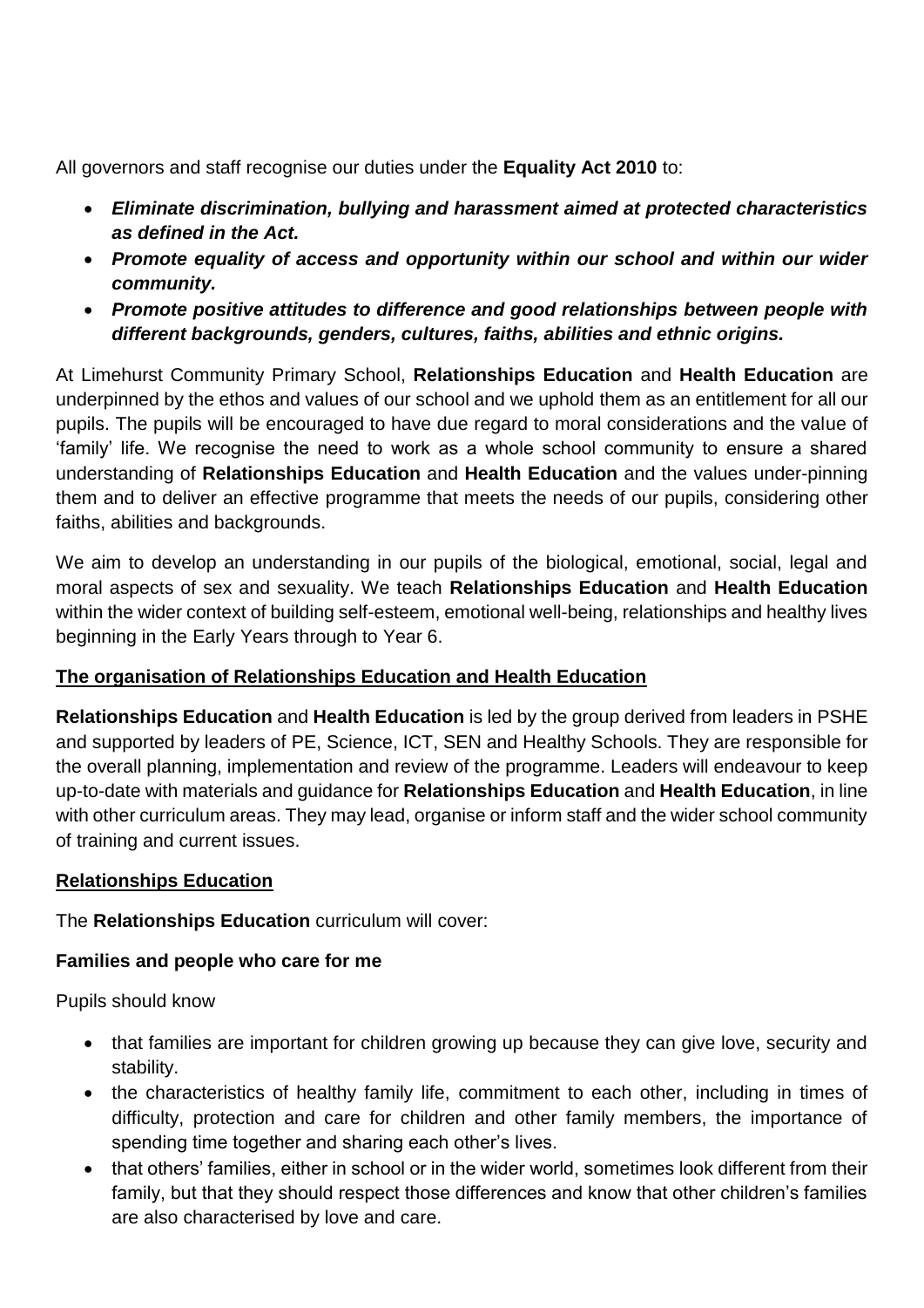All governors and staff recognise our duties under the **Equality Act 2010** to:

- ***Eliminate discrimination, bullying and harassment aimed at protected characteristics as defined in the Act.***
- ***Promote equality of access and opportunity within our school and within our wider community.***
- ***Promote positive attitudes to difference and good relationships between people with different backgrounds, genders, cultures, faiths, abilities and ethnic origins.***

At Limehurst Community Primary School, **Relationships Education** and **Health Education** are underpinned by the ethos and values of our school and we uphold them as an entitlement for all our pupils. The pupils will be encouraged to have due regard to moral considerations and the value of 'family' life. We recognise the need to work as a whole school community to ensure a shared understanding of **Relationships Education** and **Health Education** and the values under-pinning them and to deliver an effective programme that meets the needs of our pupils, considering other faiths, abilities and backgrounds.

We aim to develop an understanding in our pupils of the biological, emotional, social, legal and moral aspects of sex and sexuality. We teach **Relationships Education** and **Health Education** within the wider context of building self-esteem, emotional well-being, relationships and healthy lives beginning in the Early Years through to Year 6.

## The organisation of Relationships Education and Health Education

**Relationships Education** and **Health Education** is led by the group derived from leaders in PSHE and supported by leaders of PE, Science, ICT, SEN and Healthy Schools. They are responsible for the overall planning, implementation and review of the programme. Leaders will endeavour to keep up-to-date with materials and guidance for **Relationships Education** and **Health Education**, in line with other curriculum areas. They may lead, organise or inform staff and the wider school community of training and current issues.

## Relationships Education

The **Relationships Education** curriculum will cover:

### Families and people who care for me

Pupils should know

- that families are important for children growing up because they can give love, security and stability.
- the characteristics of healthy family life, commitment to each other, including in times of difficulty, protection and care for children and other family members, the importance of spending time together and sharing each other's lives.
- that others' families, either in school or in the wider world, sometimes look different from their family, but that they should respect those differences and know that other children's families are also characterised by love and care.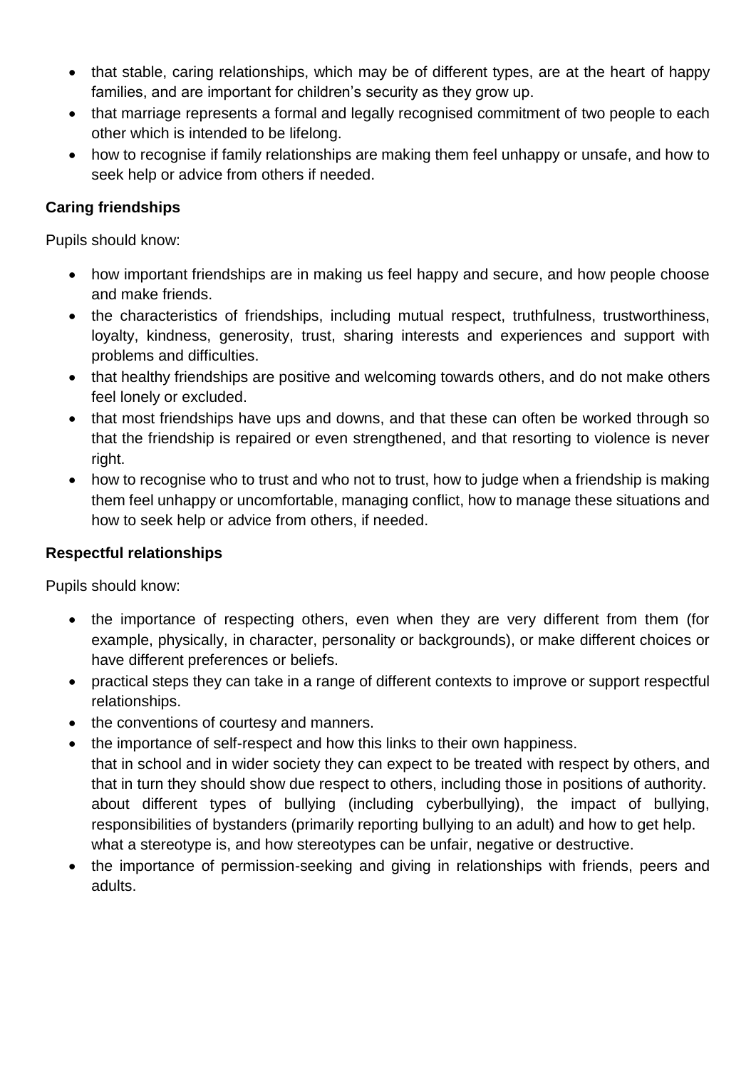- that stable, caring relationships, which may be of different types, are at the heart of happy families, and are important for children's security as they grow up.
- that marriage represents a formal and legally recognised commitment of two people to each other which is intended to be lifelong.
- how to recognise if family relationships are making them feel unhappy or unsafe, and how to seek help or advice from others if needed.

**Caring friendships**

Pupils should know:

- how important friendships are in making us feel happy and secure, and how people choose and make friends.
- the characteristics of friendships, including mutual respect, truthfulness, trustworthiness, loyalty, kindness, generosity, trust, sharing interests and experiences and support with problems and difficulties.
- that healthy friendships are positive and welcoming towards others, and do not make others feel lonely or excluded.
- that most friendships have ups and downs, and that these can often be worked through so that the friendship is repaired or even strengthened, and that resorting to violence is never right.
- how to recognise who to trust and who not to trust, how to judge when a friendship is making them feel unhappy or uncomfortable, managing conflict, how to manage these situations and how to seek help or advice from others, if needed.

**Respectful relationships**

Pupils should know:

- the importance of respecting others, even when they are very different from them (for example, physically, in character, personality or backgrounds), or make different choices or have different preferences or beliefs.
- practical steps they can take in a range of different contexts to improve or support respectful relationships.
- the conventions of courtesy and manners.
- the importance of self-respect and how this links to their own happiness.
  that in school and in wider society they can expect to be treated with respect by others, and that in turn they should show due respect to others, including those in positions of authority.
  about different types of bullying (including cyberbullying), the impact of bullying, responsibilities of bystanders (primarily reporting bullying to an adult) and how to get help.
  what a stereotype is, and how stereotypes can be unfair, negative or destructive.
- the importance of permission-seeking and giving in relationships with friends, peers and adults.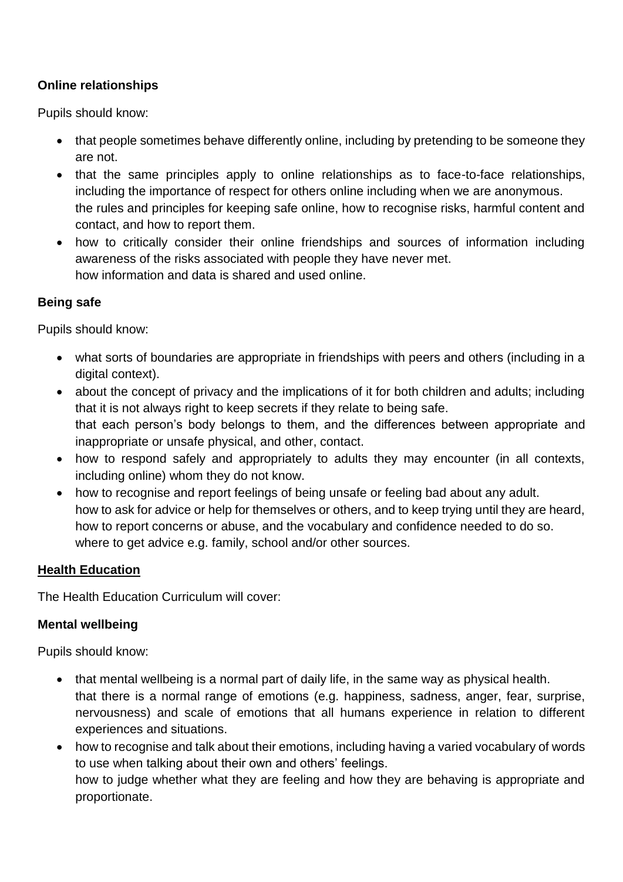**Online relationships**

Pupils should know:

- that people sometimes behave differently online, including by pretending to be someone they are not.
- that the same principles apply to online relationships as to face-to-face relationships, including the importance of respect for others online including when we are anonymous.
  the rules and principles for keeping safe online, how to recognise risks, harmful content and contact, and how to report them.
- how to critically consider their online friendships and sources of information including awareness of the risks associated with people they have never met.
  how information and data is shared and used online.

**Being safe**

Pupils should know:

- what sorts of boundaries are appropriate in friendships with peers and others (including in a digital context).
- about the concept of privacy and the implications of it for both children and adults; including that it is not always right to keep secrets if they relate to being safe.
  that each person's body belongs to them, and the differences between appropriate and inappropriate or unsafe physical, and other, contact.
- how to respond safely and appropriately to adults they may encounter (in all contexts, including online) whom they do not know.
- how to recognise and report feelings of being unsafe or feeling bad about any adult.
  how to ask for advice or help for themselves or others, and to keep trying until they are heard, how to report concerns or abuse, and the vocabulary and confidence needed to do so.
  where to get advice e.g. family, school and/or other sources.

**Health Education**

The Health Education Curriculum will cover:

**Mental wellbeing**

Pupils should know:

- that mental wellbeing is a normal part of daily life, in the same way as physical health.
  that there is a normal range of emotions (e.g. happiness, sadness, anger, fear, surprise, nervousness) and scale of emotions that all humans experience in relation to different experiences and situations.
- how to recognise and talk about their emotions, including having a varied vocabulary of words to use when talking about their own and others' feelings.
  how to judge whether what they are feeling and how they are behaving is appropriate and proportionate.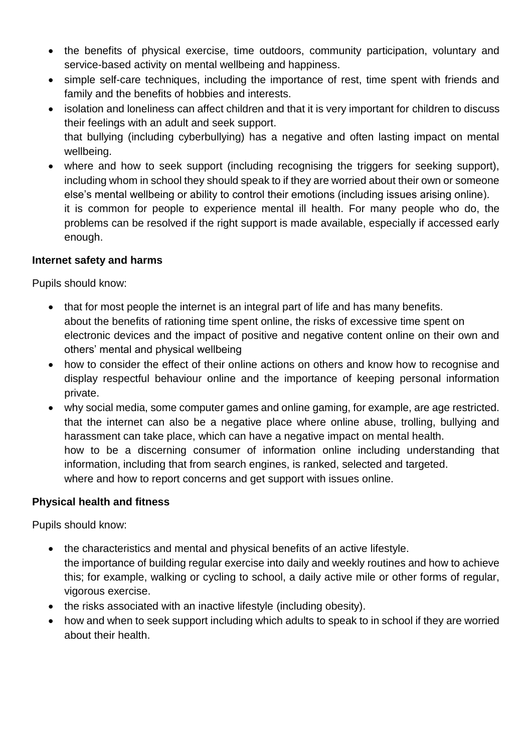- the benefits of physical exercise, time outdoors, community participation, voluntary and service-based activity on mental wellbeing and happiness.
- simple self-care techniques, including the importance of rest, time spent with friends and family and the benefits of hobbies and interests.
- isolation and loneliness can affect children and that it is very important for children to discuss their feelings with an adult and seek support.
  that bullying (including cyberbullying) has a negative and often lasting impact on mental wellbeing.
- where and how to seek support (including recognising the triggers for seeking support), including whom in school they should speak to if they are worried about their own or someone else's mental wellbeing or ability to control their emotions (including issues arising online).
  it is common for people to experience mental ill health. For many people who do, the problems can be resolved if the right support is made available, especially if accessed early enough.

**Internet safety and harms**

Pupils should know:

- that for most people the internet is an integral part of life and has many benefits.
  about the benefits of rationing time spent online, the risks of excessive time spent on electronic devices and the impact of positive and negative content online on their own and others' mental and physical wellbeing
- how to consider the effect of their online actions on others and know how to recognise and display respectful behaviour online and the importance of keeping personal information private.
- why social media, some computer games and online gaming, for example, are age restricted.
  that the internet can also be a negative place where online abuse, trolling, bullying and harassment can take place, which can have a negative impact on mental health.
  how to be a discerning consumer of information online including understanding that information, including that from search engines, is ranked, selected and targeted.
  where and how to report concerns and get support with issues online.

**Physical health and fitness**

Pupils should know:

- the characteristics and mental and physical benefits of an active lifestyle.
  the importance of building regular exercise into daily and weekly routines and how to achieve this; for example, walking or cycling to school, a daily active mile or other forms of regular, vigorous exercise.
- the risks associated with an inactive lifestyle (including obesity).
- how and when to seek support including which adults to speak to in school if they are worried about their health.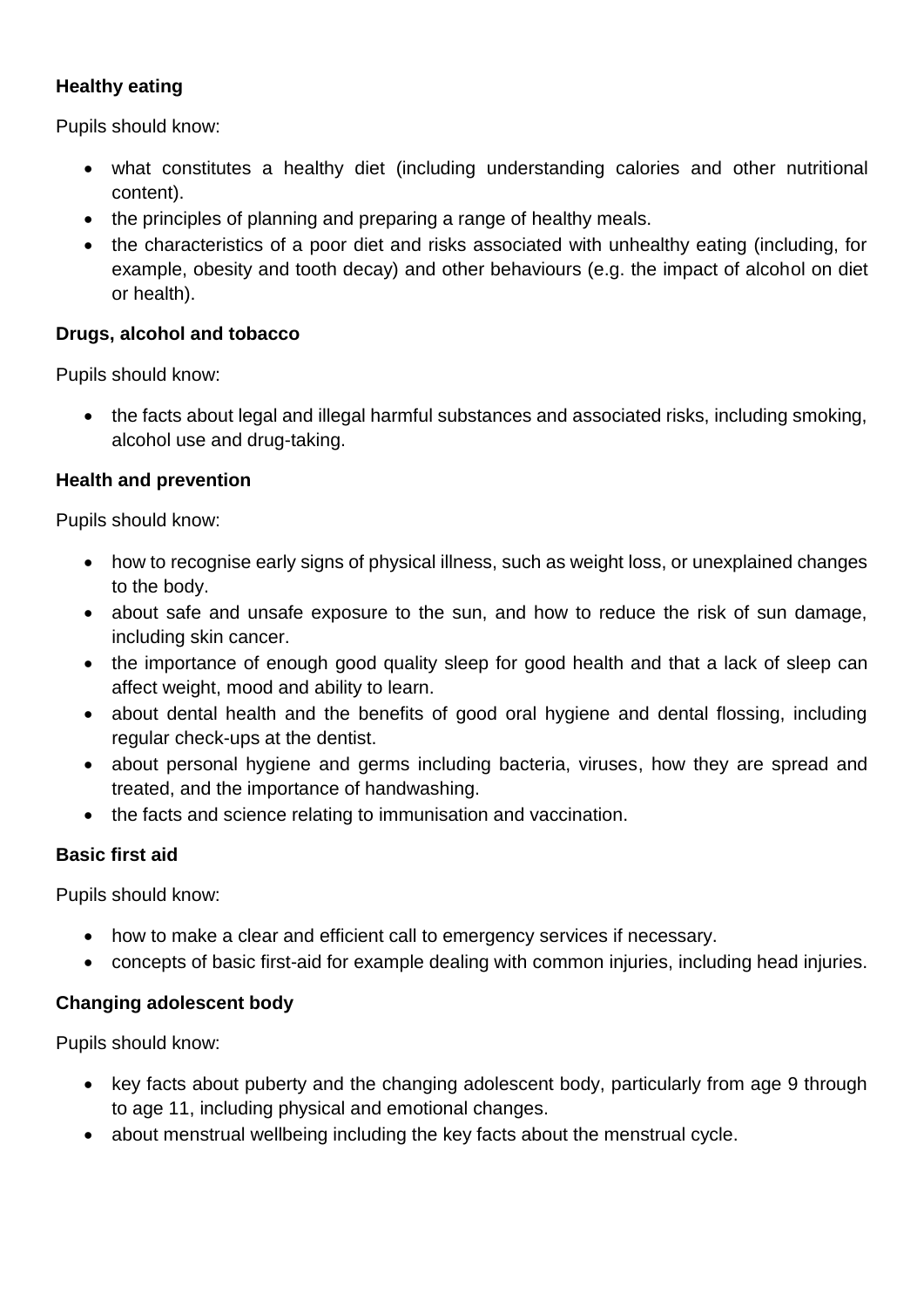**Healthy eating**

Pupils should know:

- what constitutes a healthy diet (including understanding calories and other nutritional content).
- the principles of planning and preparing a range of healthy meals.
- the characteristics of a poor diet and risks associated with unhealthy eating (including, for example, obesity and tooth decay) and other behaviours (e.g. the impact of alcohol on diet or health).

**Drugs, alcohol and tobacco**

Pupils should know:

- the facts about legal and illegal harmful substances and associated risks, including smoking, alcohol use and drug-taking.

**Health and prevention**

Pupils should know:

- how to recognise early signs of physical illness, such as weight loss, or unexplained changes to the body.
- about safe and unsafe exposure to the sun, and how to reduce the risk of sun damage, including skin cancer.
- the importance of enough good quality sleep for good health and that a lack of sleep can affect weight, mood and ability to learn.
- about dental health and the benefits of good oral hygiene and dental flossing, including regular check-ups at the dentist.
- about personal hygiene and germs including bacteria, viruses, how they are spread and treated, and the importance of handwashing.
- the facts and science relating to immunisation and vaccination.

**Basic first aid**

Pupils should know:

- how to make a clear and efficient call to emergency services if necessary.
- concepts of basic first-aid for example dealing with common injuries, including head injuries.

**Changing adolescent body**

Pupils should know:

- key facts about puberty and the changing adolescent body, particularly from age 9 through to age 11, including physical and emotional changes.
- about menstrual wellbeing including the key facts about the menstrual cycle.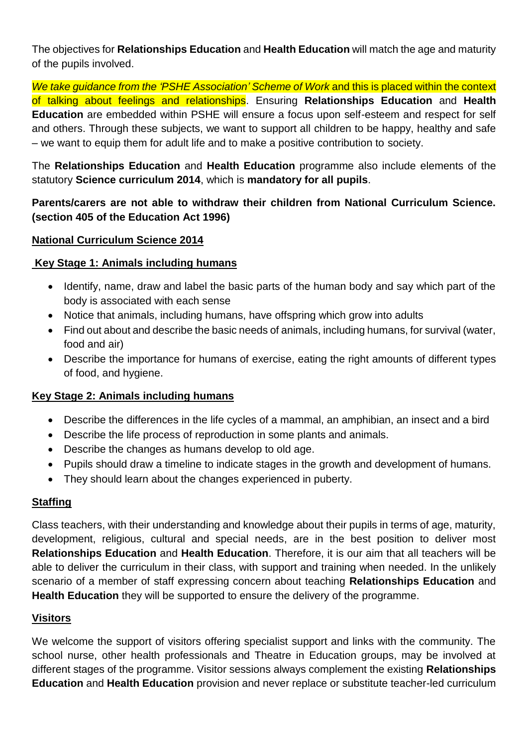The objectives for **Relationships Education** and **Health Education** will match the age and maturity of the pupils involved.

*We take guidance from the 'PSHE Association' Scheme of Work* and this is placed within the context of talking about feelings and relationships. Ensuring **Relationships Education** and **Health Education** are embedded within PSHE will ensure a focus upon self-esteem and respect for self and others. Through these subjects, we want to support all children to be happy, healthy and safe – we want to equip them for adult life and to make a positive contribution to society.

The **Relationships Education** and **Health Education** programme also include elements of the statutory **Science curriculum 2014**, which is **mandatory for all pupils**.

**Parents/carers are not able to withdraw their children from National Curriculum Science. (section 405 of the Education Act 1996)**

**National Curriculum Science 2014**

**Key Stage 1: Animals including humans**

- Identify, name, draw and label the basic parts of the human body and say which part of the body is associated with each sense
- Notice that animals, including humans, have offspring which grow into adults
- Find out about and describe the basic needs of animals, including humans, for survival (water, food and air)
- Describe the importance for humans of exercise, eating the right amounts of different types of food, and hygiene.

**Key Stage 2: Animals including humans**

- Describe the differences in the life cycles of a mammal, an amphibian, an insect and a bird
- Describe the life process of reproduction in some plants and animals.
- Describe the changes as humans develop to old age.
- Pupils should draw a timeline to indicate stages in the growth and development of humans.
- They should learn about the changes experienced in puberty.

**Staffing**

Class teachers, with their understanding and knowledge about their pupils in terms of age, maturity, development, religious, cultural and special needs, are in the best position to deliver most **Relationships Education** and **Health Education**. Therefore, it is our aim that all teachers will be able to deliver the curriculum in their class, with support and training when needed. In the unlikely scenario of a member of staff expressing concern about teaching **Relationships Education** and **Health Education** they will be supported to ensure the delivery of the programme.

**Visitors**

We welcome the support of visitors offering specialist support and links with the community. The school nurse, other health professionals and Theatre in Education groups, may be involved at different stages of the programme. Visitor sessions always complement the existing **Relationships Education** and **Health Education** provision and never replace or substitute teacher-led curriculum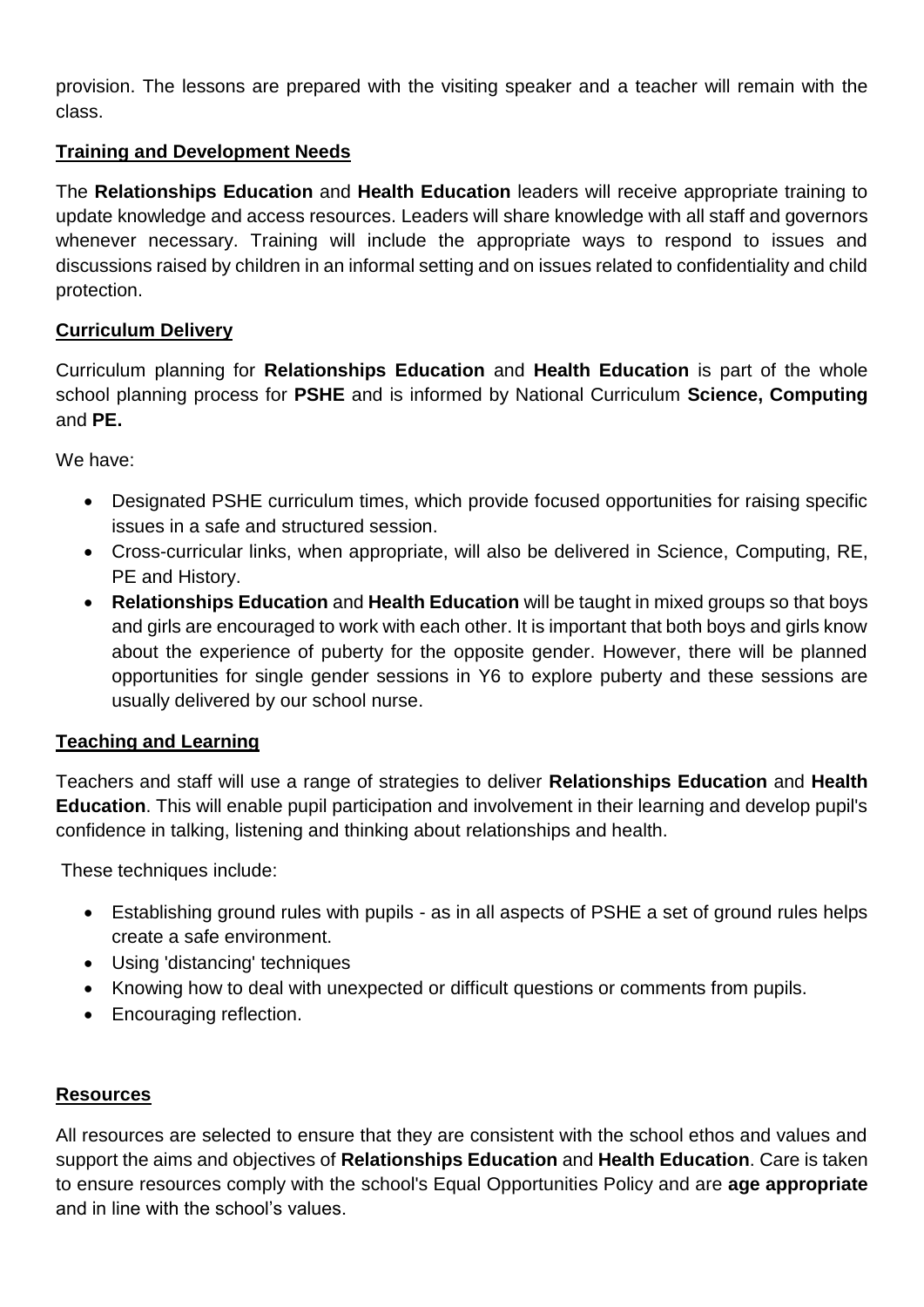provision. The lessons are prepared with the visiting speaker and a teacher will remain with the class.

## Training and Development Needs

The **Relationships Education** and **Health Education** leaders will receive appropriate training to update knowledge and access resources. Leaders will share knowledge with all staff and governors whenever necessary. Training will include the appropriate ways to respond to issues and discussions raised by children in an informal setting and on issues related to confidentiality and child protection.

## Curriculum Delivery

Curriculum planning for **Relationships Education** and **Health Education** is part of the whole school planning process for **PSHE** and is informed by National Curriculum **Science, Computing** and **PE.**

We have:

- Designated PSHE curriculum times, which provide focused opportunities for raising specific issues in a safe and structured session.
- Cross-curricular links, when appropriate, will also be delivered in Science, Computing, RE, PE and History.
- **Relationships Education** and **Health Education** will be taught in mixed groups so that boys and girls are encouraged to work with each other. It is important that both boys and girls know about the experience of puberty for the opposite gender. However, there will be planned opportunities for single gender sessions in Y6 to explore puberty and these sessions are usually delivered by our school nurse.

## Teaching and Learning

Teachers and staff will use a range of strategies to deliver **Relationships Education** and **Health Education**. This will enable pupil participation and involvement in their learning and develop pupil's confidence in talking, listening and thinking about relationships and health.

These techniques include:

- Establishing ground rules with pupils - as in all aspects of PSHE a set of ground rules helps create a safe environment.
- Using 'distancing' techniques
- Knowing how to deal with unexpected or difficult questions or comments from pupils.
- Encouraging reflection.

## Resources

All resources are selected to ensure that they are consistent with the school ethos and values and support the aims and objectives of **Relationships Education** and **Health Education**. Care is taken to ensure resources comply with the school's Equal Opportunities Policy and are **age appropriate** and in line with the school's values.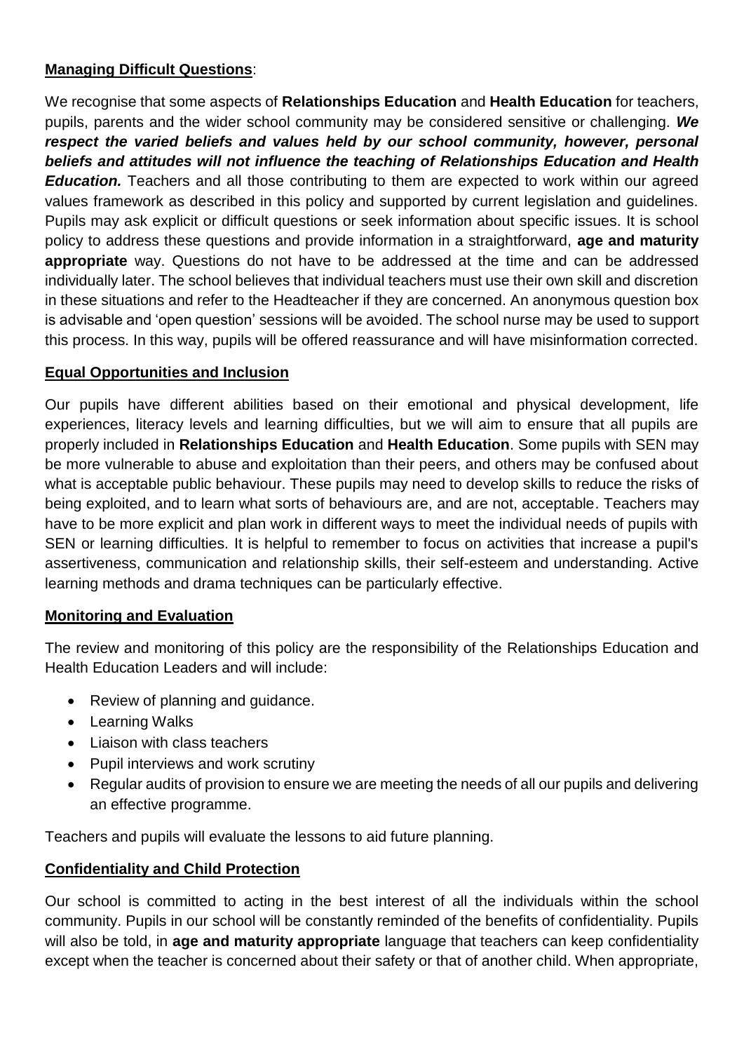**Managing Difficult Questions**:

We recognise that some aspects of **Relationships Education** and **Health Education** for teachers, pupils, parents and the wider school community may be considered sensitive or challenging. ***We respect the varied beliefs and values held by our school community, however, personal beliefs and attitudes will not influence the teaching of Relationships Education and Health Education.*** Teachers and all those contributing to them are expected to work within our agreed values framework as described in this policy and supported by current legislation and guidelines. Pupils may ask explicit or difficult questions or seek information about specific issues. It is school policy to address these questions and provide information in a straightforward, **age and maturity appropriate** way. Questions do not have to be addressed at the time and can be addressed individually later. The school believes that individual teachers must use their own skill and discretion in these situations and refer to the Headteacher if they are concerned. An anonymous question box is advisable and 'open question' sessions will be avoided. The school nurse may be used to support this process. In this way, pupils will be offered reassurance and will have misinformation corrected.

**Equal Opportunities and Inclusion**

Our pupils have different abilities based on their emotional and physical development, life experiences, literacy levels and learning difficulties, but we will aim to ensure that all pupils are properly included in **Relationships Education** and **Health Education**. Some pupils with SEN may be more vulnerable to abuse and exploitation than their peers, and others may be confused about what is acceptable public behaviour. These pupils may need to develop skills to reduce the risks of being exploited, and to learn what sorts of behaviours are, and are not, acceptable. Teachers may have to be more explicit and plan work in different ways to meet the individual needs of pupils with SEN or learning difficulties. It is helpful to remember to focus on activities that increase a pupil's assertiveness, communication and relationship skills, their self-esteem and understanding. Active learning methods and drama techniques can be particularly effective.

**Monitoring and Evaluation**

The review and monitoring of this policy are the responsibility of the Relationships Education and Health Education Leaders and will include:

- Review of planning and guidance.
- Learning Walks
- Liaison with class teachers
- Pupil interviews and work scrutiny
- Regular audits of provision to ensure we are meeting the needs of all our pupils and delivering an effective programme.

Teachers and pupils will evaluate the lessons to aid future planning.

**Confidentiality and Child Protection**

Our school is committed to acting in the best interest of all the individuals within the school community. Pupils in our school will be constantly reminded of the benefits of confidentiality. Pupils will also be told, in **age and maturity appropriate** language that teachers can keep confidentiality except when the teacher is concerned about their safety or that of another child. When appropriate,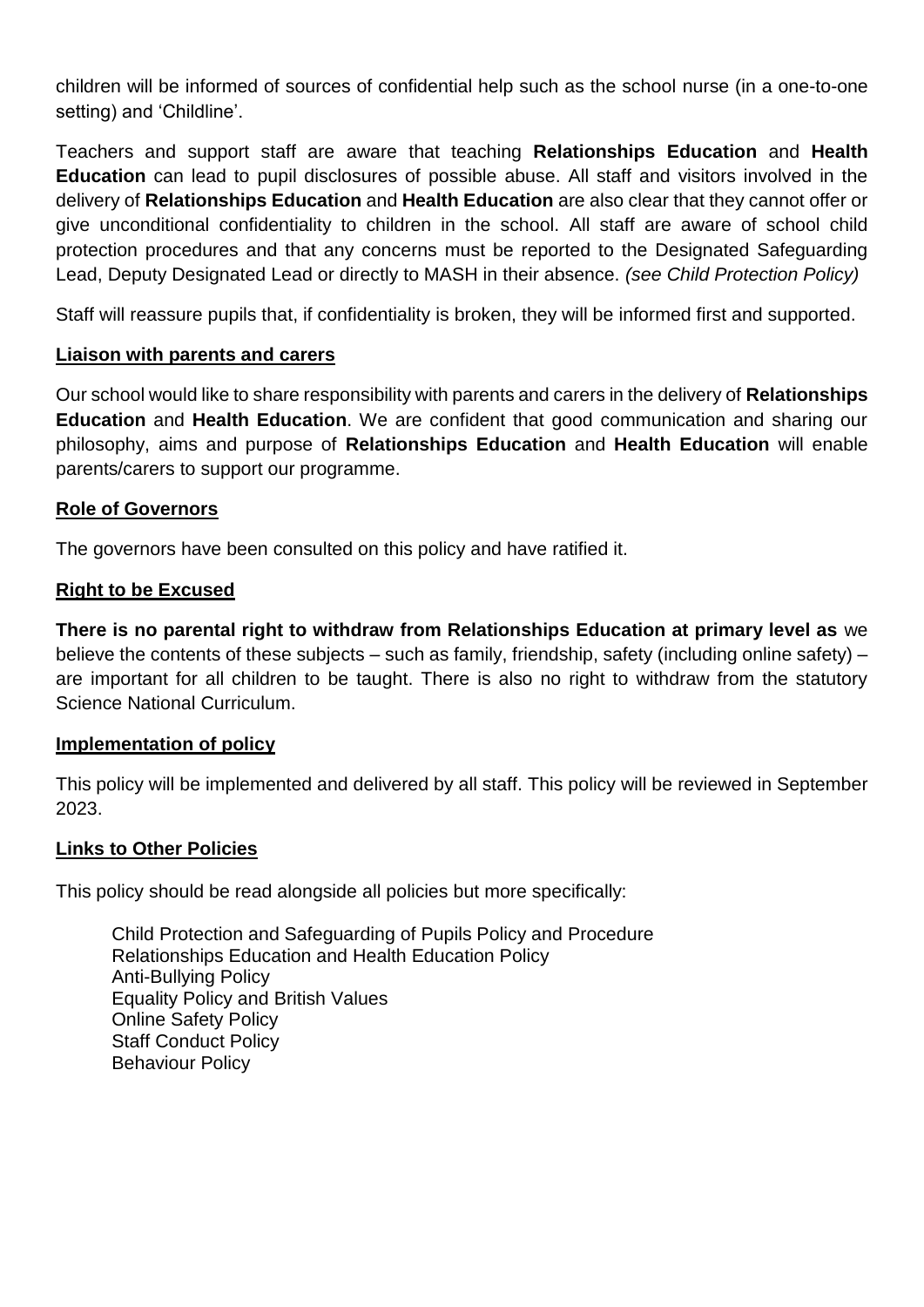children will be informed of sources of confidential help such as the school nurse (in a one-to-one setting) and 'Childline'.

Teachers and support staff are aware that teaching **Relationships Education** and **Health Education** can lead to pupil disclosures of possible abuse. All staff and visitors involved in the delivery of **Relationships Education** and **Health Education** are also clear that they cannot offer or give unconditional confidentiality to children in the school. All staff are aware of school child protection procedures and that any concerns must be reported to the Designated Safeguarding Lead, Deputy Designated Lead or directly to MASH in their absence. *(see Child Protection Policy)*

Staff will reassure pupils that, if confidentiality is broken, they will be informed first and supported.

## Liaison with parents and carers

Our school would like to share responsibility with parents and carers in the delivery of **Relationships Education** and **Health Education**. We are confident that good communication and sharing our philosophy, aims and purpose of **Relationships Education** and **Health Education** will enable parents/carers to support our programme.

## Role of Governors

The governors have been consulted on this policy and have ratified it.

## Right to be Excused

**There is no parental right to withdraw from Relationships Education at primary level as** we believe the contents of these subjects – such as family, friendship, safety (including online safety) – are important for all children to be taught. There is also no right to withdraw from the statutory Science National Curriculum.

## Implementation of policy

This policy will be implemented and delivered by all staff. This policy will be reviewed in September 2023.

## Links to Other Policies

This policy should be read alongside all policies but more specifically:

Child Protection and Safeguarding of Pupils Policy and Procedure
Relationships Education and Health Education Policy
Anti-Bullying Policy
Equality Policy and British Values
Online Safety Policy
Staff Conduct Policy
Behaviour Policy